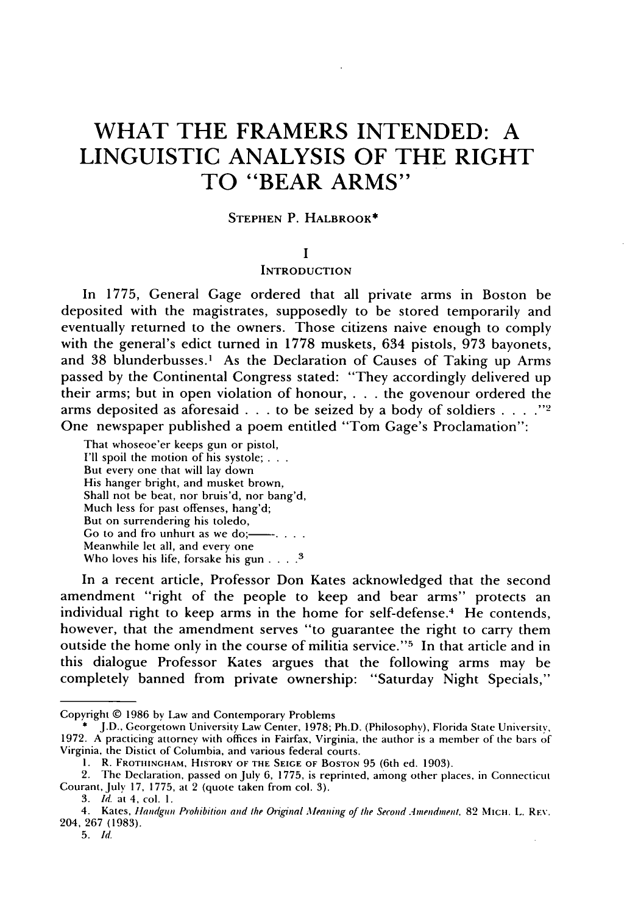# WHAT THE FRAMERS INTENDED: A LINGUISTIC ANALYSIS OF THE RIGHT TO "BEAR ARMS"

STEPHEN P. HALBROOK*

## I
## INTRODUCTION

In 1775, General Gage ordered that all private arms in Boston be deposited with the magistrates, supposedly to be stored temporarily and eventually returned to the owners. Those citizens naive enough to comply with the general's edict turned in 1778 muskets, 634 pistols, 973 bayonets, and 38 blunderbusses.[1] As the Declaration of Causes of Taking up Arms passed by the Continental Congress stated: "They accordingly delivered up their arms; but in open violation of honour, . . . the govenour ordered the arms deposited as aforesaid . . . to be seized by a body of soldiers . . . ."[2] One newspaper published a poem entitled "Tom Gage's Proclamation":

> That whoseoe'er keeps gun or pistol,
> I'll spoil the motion of his systole; . . .
> But every one that will lay down
> His hanger bright, and musket brown,
> Shall not be beat, nor bruis'd, nor bang'd,
> Much less for past offenses, hang'd;
> But on surrendering his toledo,
> Go to and fro unhurt as we do;——. . . .
> Meanwhile let all, and every one
> Who loves his life, forsake his gun . . . .[3]

In a recent article, Professor Don Kates acknowledged that the second amendment "right of the people to keep and bear arms" protects an individual right to keep arms in the home for self-defense.[4] He contends, however, that the amendment serves "to guarantee the right to carry them outside the home only in the course of militia service."[5] In that article and in this dialogue Professor Kates argues that the following arms may be completely banned from private ownership: "Saturday Night Specials,"

---

Copyright © 1986 by Law and Contemporary Problems

\* J.D., Georgetown University Law Center, 1978; Ph.D. (Philosophy), Florida State University, 1972. A practicing attorney with offices in Fairfax, Virginia, the author is a member of the bars of Virginia, the Distict of Columbia, and various federal courts.

1. R. FROTHINGHAM, HISTORY OF THE SEIGE OF BOSTON 95 (6th ed. 1903).
2. The Declaration, passed on July 6, 1775, is reprinted, among other places, in Connecticut Courant, July 17, 1775, at 2 (quote taken from col. 3).
3. *Id.* at 4, col. 1.
4. Kates, *Handgun Prohibition and the Original Meaning of the Second Amendment*, 82 MICH. L. REV. 204, 267 (1983).
5. *Id.*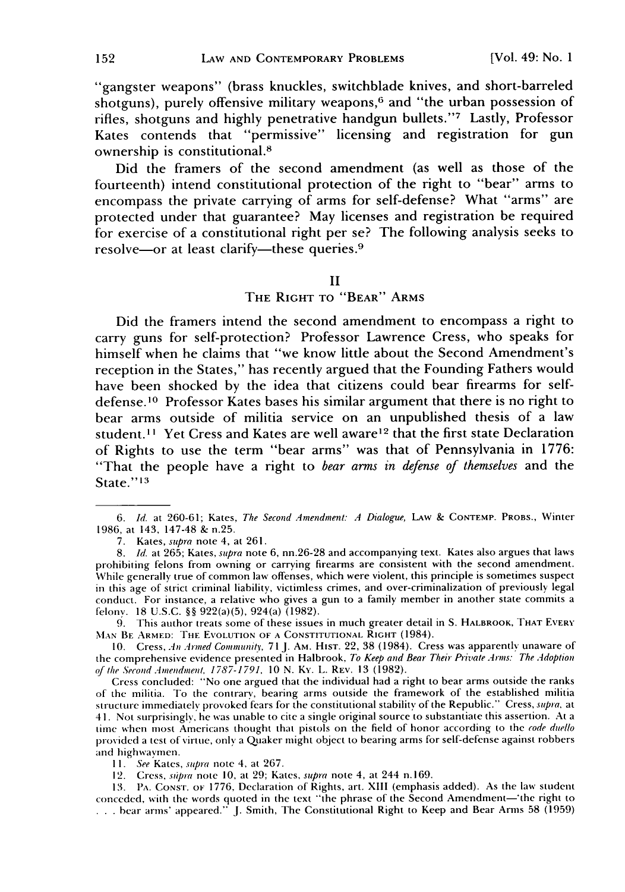"gangster weapons" (brass knuckles, switchblade knives, and short-barreled shotguns), purely offensive military weapons,[6] and "the urban possession of rifles, shotguns and highly penetrative handgun bullets."[7] Lastly, Professor Kates contends that "permissive" licensing and registration for gun ownership is constitutional.[8]

Did the framers of the second amendment (as well as those of the fourteenth) intend constitutional protection of the right to "bear" arms to encompass the private carrying of arms for self-defense? What "arms" are protected under that guarantee? May licenses and registration be required for exercise of a constitutional right per se? The following analysis seeks to resolve—or at least clarify—these queries.[9]

## II
## THE RIGHT TO "BEAR" ARMS

Did the framers intend the second amendment to encompass a right to carry guns for self-protection? Professor Lawrence Cress, who speaks for himself when he claims that "we know little about the Second Amendment's reception in the States," has recently argued that the Founding Fathers would have been shocked by the idea that citizens could bear firearms for self-defense.[10] Professor Kates bases his similar argument that there is no right to bear arms outside of militia service on an unpublished thesis of a law student.[11] Yet Cress and Kates are well aware[12] that the first state Declaration of Rights to use the term "bear arms" was that of Pennsylvania in 1776: "That the people have a right to *bear arms in defense of themselves* and the State."[13]

---

6. *Id.* at 260-61; Kates, *The Second Amendment: A Dialogue*, LAW & CONTEMP. PROBS., Winter 1986, at 143, 147-48 & n.25.

7. Kates, *supra* note 4, at 261.

8. *Id.* at 265; Kates, *supra* note 6, nn.26-28 and accompanying text. Kates also argues that laws prohibiting felons from owning or carrying firearms are consistent with the second amendment. While generally true of common law offenses, which were violent, this principle is sometimes suspect in this age of strict criminal liability, victimless crimes, and over-criminalization of previously legal conduct. For instance, a relative who gives a gun to a family member in another state commits a felony. 18 U.S.C. §§ 922(a)(5), 924(a) (1982).

9. This author treats some of these issues in much greater detail in S. HALBROOK, THAT EVERY MAN BE ARMED: THE EVOLUTION OF A CONSTITUTIONAL RIGHT (1984).

10. Cress, *An Armed Community*, 71 J. AM. HIST. 22, 38 (1984). Cress was apparently unaware of the comprehensive evidence presented in Halbrook, *To Keep and Bear Their Private Arms: The Adoption of the Second Amendment, 1787-1791*, 10 N. KY. L. REV. 13 (1982).

Cress concluded: "No one argued that the individual had a right to bear arms outside the ranks of the militia. To the contrary, bearing arms outside the framework of the established militia structure immediately provoked fears for the constitutional stability of the Republic." Cress, *supra*, at 41. Not surprisingly, he was unable to cite a single original source to substantiate this assertion. At a time when most Americans thought that pistols on the field of honor according to the *code duello* provided a test of virtue, only a Quaker might object to bearing arms for self-defense against robbers and highwaymen.

11. *See* Kates, *supra* note 4, at 267.

12. Cress, *supra* note 10, at 29; Kates, *supra* note 4, at 244 n.169.

13. PA. CONST. OF 1776, Declaration of Rights, art. XIII (emphasis added). As the law student conceded, with the words quoted in the text "the phrase of the Second Amendment—'the right to . . . bear arms' appeared." J. Smith, The Constitutional Right to Keep and Bear Arms 58 (1959)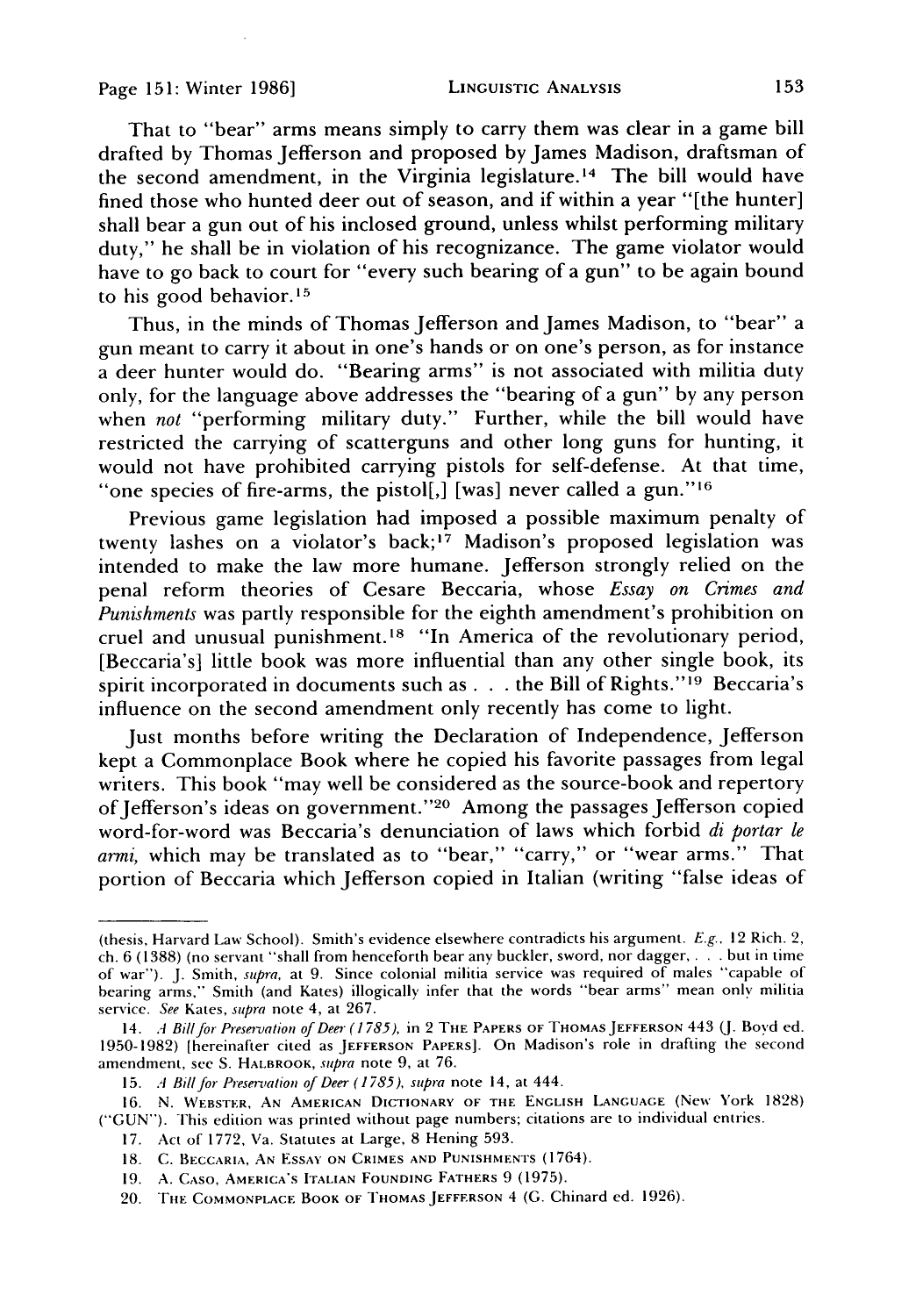That to "bear" arms means simply to carry them was clear in a game bill drafted by Thomas Jefferson and proposed by James Madison, draftsman of the second amendment, in the Virginia legislature.[14] The bill would have fined those who hunted deer out of season, and if within a year "[the hunter] shall bear a gun out of his inclosed ground, unless whilst performing military duty," he shall be in violation of his recognizance. The game violator would have to go back to court for "every such bearing of a gun" to be again bound to his good behavior.[15]

Thus, in the minds of Thomas Jefferson and James Madison, to "bear" a gun meant to carry it about in one's hands or on one's person, as for instance a deer hunter would do. "Bearing arms" is not associated with militia duty only, for the language above addresses the "bearing of a gun" by any person when *not* "performing military duty." Further, while the bill would have restricted the carrying of scatterguns and other long guns for hunting, it would not have prohibited carrying pistols for self-defense. At that time, "one species of fire-arms, the pistol[,] [was] never called a gun."[16]

Previous game legislation had imposed a possible maximum penalty of twenty lashes on a violator's back;[17] Madison's proposed legislation was intended to make the law more humane. Jefferson strongly relied on the penal reform theories of Cesare Beccaria, whose *Essay on Crimes and Punishments* was partly responsible for the eighth amendment's prohibition on cruel and unusual punishment.[18] "In America of the revolutionary period, [Beccaria's] little book was more influential than any other single book, its spirit incorporated in documents such as . . . the Bill of Rights."[19] Beccaria's influence on the second amendment only recently has come to light.

Just months before writing the Declaration of Independence, Jefferson kept a Commonplace Book where he copied his favorite passages from legal writers. This book "may well be considered as the source-book and repertory of Jefferson's ideas on government."[20] Among the passages Jefferson copied word-for-word was Beccaria's denunciation of laws which forbid *di portar le armi*, which may be translated as to "bear," "carry," or "wear arms." That portion of Beccaria which Jefferson copied in Italian (writing "false ideas of

---

(thesis, Harvard Law School). Smith's evidence elsewhere contradicts his argument. *E.g.*, 12 Rich. 2, ch. 6 (1388) (no servant "shall from henceforth bear any buckler, sword, nor dagger, . . . but in time of war"). J. Smith, *supra*, at 9. Since colonial militia service was required of males "capable of bearing arms," Smith (and Kates) illogically infer that the words "bear arms" mean only militia service. *See* Kates, *supra* note 4, at 267.

14. *A Bill for Preservation of Deer (1785)*, in 2 THE PAPERS OF THOMAS JEFFERSON 443 (J. Boyd ed. 1950-1982) [hereinafter cited as JEFFERSON PAPERS]. On Madison's role in drafting the second amendment, see S. HALBROOK, *supra* note 9, at 76.

15. *A Bill for Preservation of Deer (1785)*, *supra* note 14, at 444.

16. N. WEBSTER, AN AMERICAN DICTIONARY OF THE ENGLISH LANGUAGE (New York 1828) ("GUN"). This edition was printed without page numbers; citations are to individual entries.

17. Act of 1772, Va. Statutes at Large, 8 Hening 593.

18. C. BECCARIA, AN ESSAY ON CRIMES AND PUNISHMENTS (1764).

19. A. CASO, AMERICA'S ITALIAN FOUNDING FATHERS 9 (1975).

20. THE COMMONPLACE BOOK OF THOMAS JEFFERSON 4 (G. Chinard ed. 1926).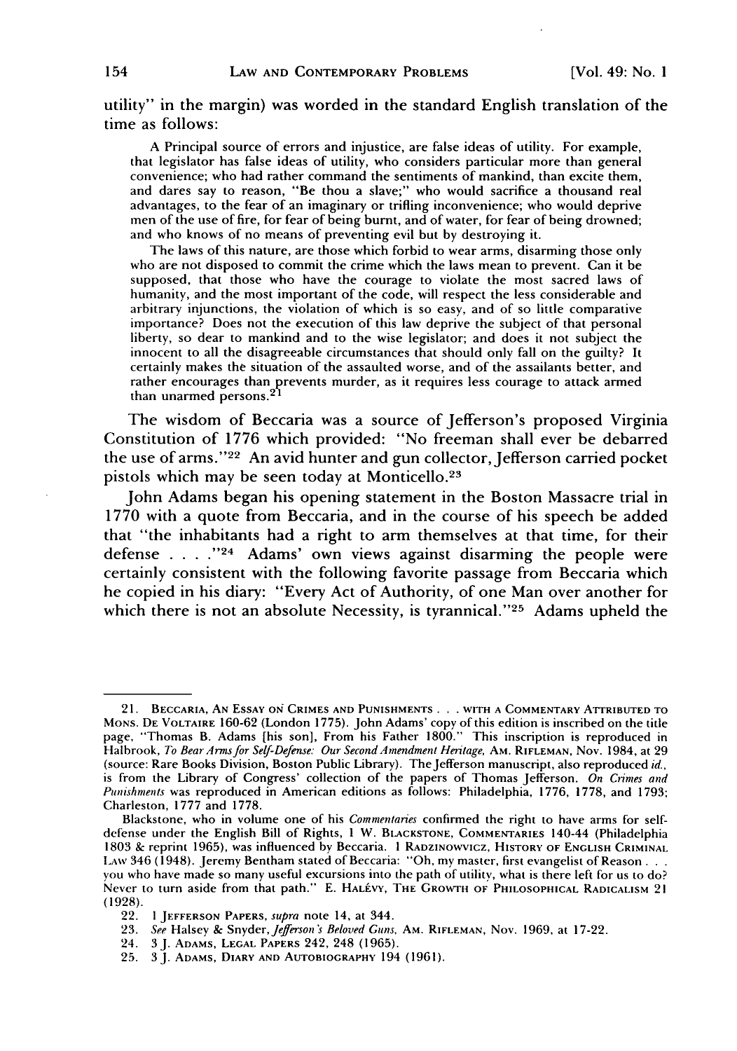utility" in the margin) was worded in the standard English translation of the time as follows:

> A Principal source of errors and injustice, are false ideas of utility. For example, that legislator has false ideas of utility, who considers particular more than general convenience; who had rather command the sentiments of mankind, than excite them, and dares say to reason, "Be thou a slave;" who would sacrifice a thousand real advantages, to the fear of an imaginary or trifling inconvenience; who would deprive men of the use of fire, for fear of being burnt, and of water, for fear of being drowned; and who knows of no means of preventing evil but by destroying it.
>
> The laws of this nature, are those which forbid to wear arms, disarming those only who are not disposed to commit the crime which the laws mean to prevent. Can it be supposed, that those who have the courage to violate the most sacred laws of humanity, and the most important of the code, will respect the less considerable and arbitrary injunctions, the violation of which is so easy, and of so little comparative importance? Does not the execution of this law deprive the subject of that personal liberty, so dear to mankind and to the wise legislator; and does it not subject the innocent to all the disagreeable circumstances that should only fall on the guilty? It certainly makes the situation of the assaulted worse, and of the assailants better, and rather encourages than prevents murder, as it requires less courage to attack armed than unarmed persons.[21]

The wisdom of Beccaria was a source of Jefferson's proposed Virginia Constitution of 1776 which provided: "No freeman shall ever be debarred the use of arms."[22] An avid hunter and gun collector, Jefferson carried pocket pistols which may be seen today at Monticello.[23]

John Adams began his opening statement in the Boston Massacre trial in 1770 with a quote from Beccaria, and in the course of his speech be added that "the inhabitants had a right to arm themselves at that time, for their defense . . . ."[24] Adams' own views against disarming the people were certainly consistent with the following favorite passage from Beccaria which he copied in his diary: "Every Act of Authority, of one Man over another for which there is not an absolute Necessity, is tyrannical."[25] Adams upheld the

---

21. BECCARIA, AN ESSAY ON CRIMES AND PUNISHMENTS . . . WITH A COMMENTARY ATTRIBUTED TO MONS. DE VOLTAIRE 160-62 (London 1775). John Adams' copy of this edition is inscribed on the title page, "Thomas B. Adams [his son], From his Father 1800." This inscription is reproduced in Halbrook, *To Bear Arms for Self-Defense: Our Second Amendment Heritage*, AM. RIFLEMAN, Nov. 1984, at 29 (source: Rare Books Division, Boston Public Library). The Jefferson manuscript, also reproduced *id.*, is from the Library of Congress' collection of the papers of Thomas Jefferson. *On Crimes and Punishments* was reproduced in American editions as follows: Philadelphia, 1776, 1778, and 1793; Charleston, 1777 and 1778.

Blackstone, who in volume one of his *Commentaries* confirmed the right to have arms for self-defense under the English Bill of Rights, 1 W. BLACKSTONE, COMMENTARIES 140-44 (Philadelphia 1803 & reprint 1965), was influenced by Beccaria. 1 RADZINOWVICZ, HISTORY OF ENGLISH CRIMINAL LAW 346 (1948). Jeremy Bentham stated of Beccaria: "Oh, my master, first evangelist of Reason . . . you who have made so many useful excursions into the path of utility, what is there left for us to do? Never to turn aside from that path." E. HALÉVY, THE GROWTH OF PHILOSOPHICAL RADICALISM 21 (1928).

22. 1 JEFFERSON PAPERS, *supra* note 14, at 344.

23. *See* Halsey & Snyder, *Jefferson's Beloved Guns*, AM. RIFLEMAN, Nov. 1969, at 17-22.

24. 3 J. ADAMS, LEGAL PAPERS 242, 248 (1965).

25. 3 J. ADAMS, DIARY AND AUTOBIOGRAPHY 194 (1961).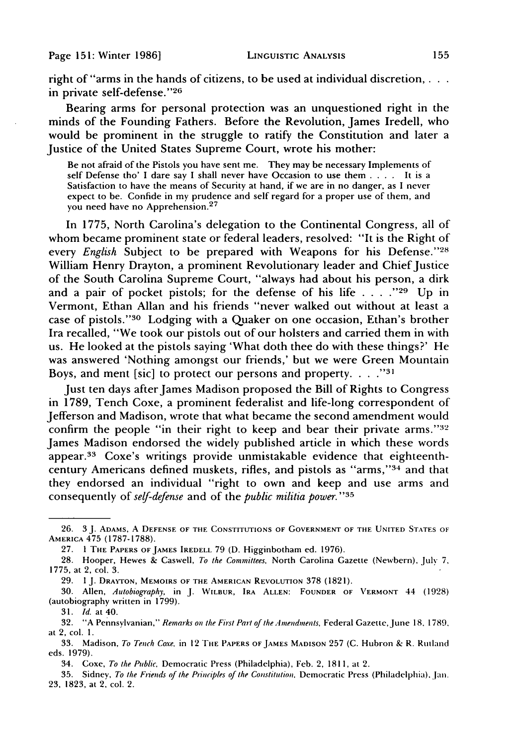right of "arms in the hands of citizens, to be used at individual discretion, . . . in private self-defense."[26]

Bearing arms for personal protection was an unquestioned right in the minds of the Founding Fathers. Before the Revolution, James Iredell, who would be prominent in the struggle to ratify the Constitution and later a Justice of the United States Supreme Court, wrote his mother:

> Be not afraid of the Pistols you have sent me. They may be necessary Implements of self Defense tho' I dare say I shall never have Occasion to use them . . . . It is a Satisfaction to have the means of Security at hand, if we are in no danger, as I never expect to be. Confide in my prudence and self regard for a proper use of them, and you need have no Apprehension.[27]

In 1775, North Carolina's delegation to the Continental Congress, all of whom became prominent state or federal leaders, resolved: "It is the Right of every *English* Subject to be prepared with Weapons for his Defense."[28] William Henry Drayton, a prominent Revolutionary leader and Chief Justice of the South Carolina Supreme Court, "always had about his person, a dirk and a pair of pocket pistols; for the defense of his life . . . ."[29] Up in Vermont, Ethan Allan and his friends "never walked out without at least a case of pistols."[30] Lodging with a Quaker on one occasion, Ethan's brother Ira recalled, "We took our pistols out of our holsters and carried them in with us. He looked at the pistols saying 'What doth thee do with these things?' He was answered 'Nothing amongst our friends,' but we were Green Mountain Boys, and ment [sic] to protect our persons and property. . . ."[31]

Just ten days after James Madison proposed the Bill of Rights to Congress in 1789, Tench Coxe, a prominent federalist and life-long correspondent of Jefferson and Madison, wrote that what became the second amendment would confirm the people "in their right to keep and bear their private arms."[32] James Madison endorsed the widely published article in which these words appear.[33] Coxe's writings provide unmistakable evidence that eighteenth-century Americans defined muskets, rifles, and pistols as "arms,"[34] and that they endorsed an individual "right to own and keep and use arms and consequently of *self-defense* and of the *public militia power.*"[35]

---

26. 3 J. Adams, A Defense of the Constitutions of Government of the United States of America 475 (1787-1788).

27. 1 The Papers of James Iredell 79 (D. Higginbotham ed. 1976).

28. Hooper, Hewes & Caswell, *To the Committees*, North Carolina Gazette (Newbern), July 7, 1775, at 2, col. 3.

29. 1 J. Drayton, Memoirs of the American Revolution 378 (1821).

30. Allen, *Autobiography*, in J. Wilbur, Ira Allen: Founder of Vermont 44 (1928) (autobiography written in 1799).

31. *Id.* at 40.

32. "A Pennsylvanian," *Remarks on the First Part of the Amendments*, Federal Gazette, June 18, 1789, at 2, col. 1.

33. Madison, *To Tench Coxe*, in 12 The Papers of James Madison 257 (C. Hubron & R. Rutland eds. 1979).

34. Coxe, *To the Public*, Democratic Press (Philadelphia), Feb. 2, 1811, at 2.

35. Sidney, *To the Friends of the Principles of the Constitution*, Democratic Press (Philadelphia), Jan. 23, 1823, at 2, col. 2.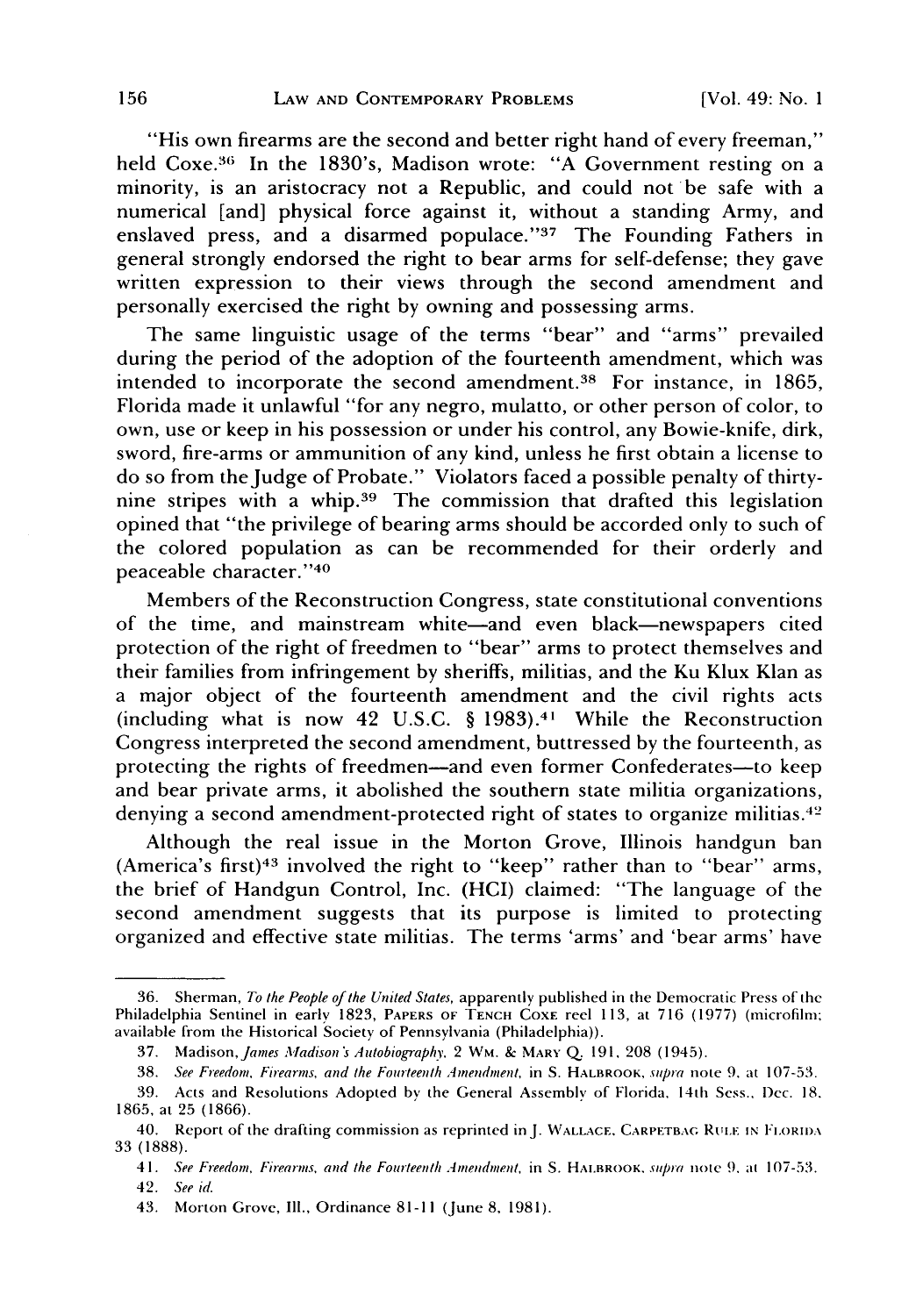"His own firearms are the second and better right hand of every freeman," held Coxe.[36] In the 1830's, Madison wrote: "A Government resting on a minority, is an aristocracy not a Republic, and could not be safe with a numerical [and] physical force against it, without a standing Army, and enslaved press, and a disarmed populace."[37] The Founding Fathers in general strongly endorsed the right to bear arms for self-defense; they gave written expression to their views through the second amendment and personally exercised the right by owning and possessing arms.

The same linguistic usage of the terms "bear" and "arms" prevailed during the period of the adoption of the fourteenth amendment, which was intended to incorporate the second amendment.[38] For instance, in 1865, Florida made it unlawful "for any negro, mulatto, or other person of color, to own, use or keep in his possession or under his control, any Bowie-knife, dirk, sword, fire-arms or ammunition of any kind, unless he first obtain a license to do so from the Judge of Probate." Violators faced a possible penalty of thirty-nine stripes with a whip.[39] The commission that drafted this legislation opined that "the privilege of bearing arms should be accorded only to such of the colored population as can be recommended for their orderly and peaceable character."[40]

Members of the Reconstruction Congress, state constitutional conventions of the time, and mainstream white—and even black—newspapers cited protection of the right of freedmen to "bear" arms to protect themselves and their families from infringement by sheriffs, militias, and the Ku Klux Klan as a major object of the fourteenth amendment and the civil rights acts (including what is now 42 U.S.C. § 1983).[41] While the Reconstruction Congress interpreted the second amendment, buttressed by the fourteenth, as protecting the rights of freedmen—and even former Confederates—to keep and bear private arms, it abolished the southern state militia organizations, denying a second amendment-protected right of states to organize militias.[42]

Although the real issue in the Morton Grove, Illinois handgun ban (America's first)[43] involved the right to "keep" rather than to "bear" arms, the brief of Handgun Control, Inc. (HCI) claimed: "The language of the second amendment suggests that its purpose is limited to protecting organized and effective state militias. The terms 'arms' and 'bear arms' have

---

36. Sherman, *To the People of the United States*, apparently published in the Democratic Press of the Philadelphia Sentinel in early 1823, PAPERS OF TENCH COXE reel 113, at 716 (1977) (microfilm; available from the Historical Society of Pennsylvania (Philadelphia)).

37. Madison, *James Madison's Autobiography*, 2 WM. & MARY Q. 191, 208 (1945).

38. *See Freedom, Firearms, and the Fourteenth Amendment*, in S. HALBROOK, *supra* note 9, at 107-53.

39. Acts and Resolutions Adopted by the General Assembly of Florida, 14th Sess., Dec. 18, 1865, at 25 (1866).

40. Report of the drafting commission as reprinted in J. WALLACE, CARPETBAG RULE IN FLORIDA 33 (1888).

41. *See Freedom, Firearms, and the Fourteenth Amendment*, in S. HALBROOK, *supra* note 9, at 107-53.

42. *See id.*

43. Morton Grove, Ill., Ordinance 81-11 (June 8, 1981).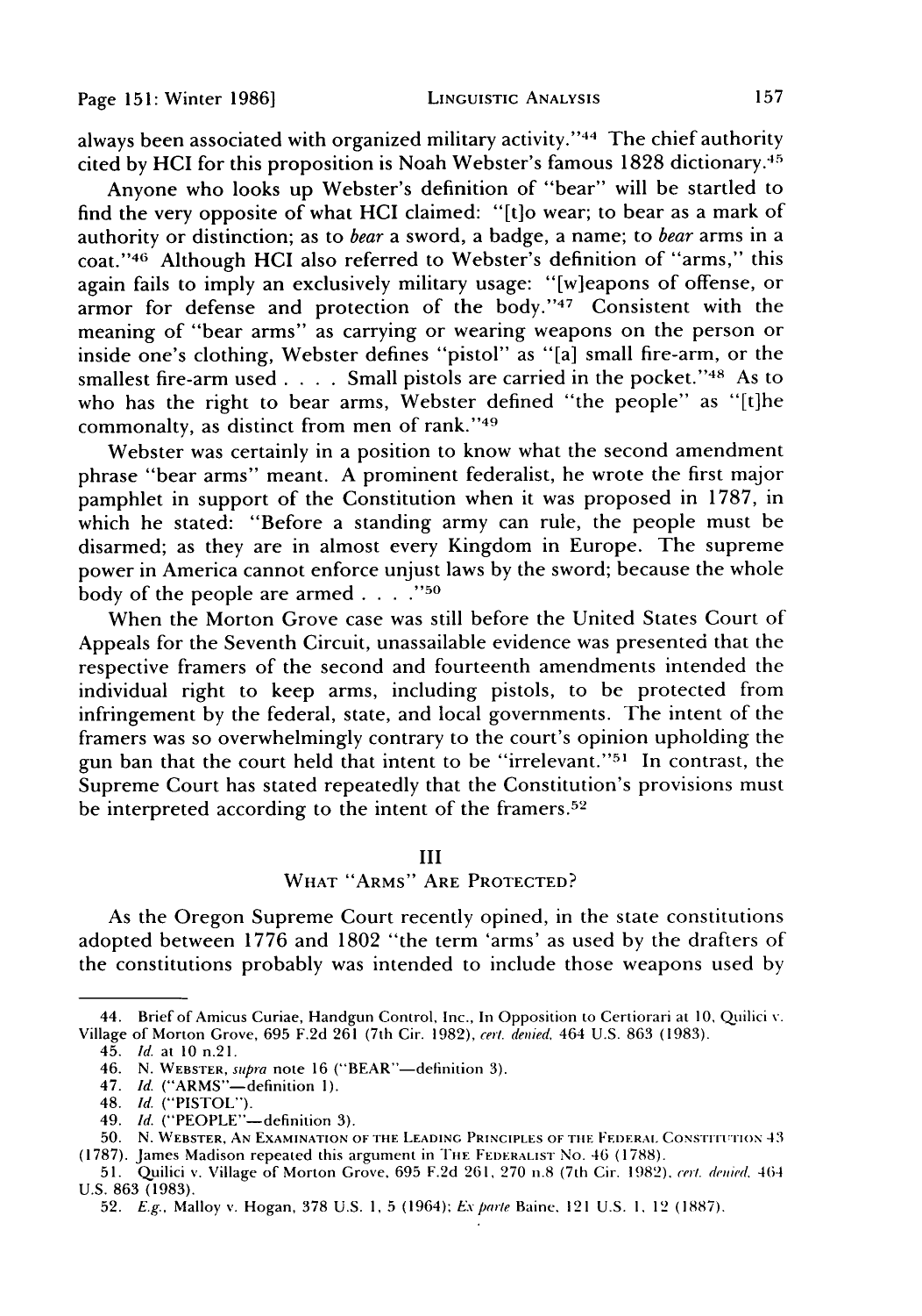always been associated with organized military activity."[44] The chief authority cited by HCI for this proposition is Noah Webster's famous 1828 dictionary.[45]

Anyone who looks up Webster's definition of "bear" will be startled to find the very opposite of what HCI claimed: "[t]o wear; to bear as a mark of authority or distinction; as to *bear* a sword, a badge, a name; to *bear* arms in a coat."[46] Although HCI also referred to Webster's definition of "arms," this again fails to imply an exclusively military usage: "[w]eapons of offense, or armor for defense and protection of the body."[47] Consistent with the meaning of "bear arms" as carrying or wearing weapons on the person or inside one's clothing, Webster defines "pistol" as "[a] small fire-arm, or the smallest fire-arm used . . . . Small pistols are carried in the pocket."[48] As to who has the right to bear arms, Webster defined "the people" as "[t]he commonalty, as distinct from men of rank."[49]

Webster was certainly in a position to know what the second amendment phrase "bear arms" meant. A prominent federalist, he wrote the first major pamphlet in support of the Constitution when it was proposed in 1787, in which he stated: "Before a standing army can rule, the people must be disarmed; as they are in almost every Kingdom in Europe. The supreme power in America cannot enforce unjust laws by the sword; because the whole body of the people are armed . . . ."[50]

When the Morton Grove case was still before the United States Court of Appeals for the Seventh Circuit, unassailable evidence was presented that the respective framers of the second and fourteenth amendments intended the individual right to keep arms, including pistols, to be protected from infringement by the federal, state, and local governments. The intent of the framers was so overwhelmingly contrary to the court's opinion upholding the gun ban that the court held that intent to be "irrelevant."[51] In contrast, the Supreme Court has stated repeatedly that the Constitution's provisions must be interpreted according to the intent of the framers.[52]

## III
## WHAT "ARMS" ARE PROTECTED?

As the Oregon Supreme Court recently opined, in the state constitutions adopted between 1776 and 1802 "the term 'arms' as used by the drafters of the constitutions probably was intended to include those weapons used by

---

44. Brief of Amicus Curiae, Handgun Control, Inc., In Opposition to Certiorari at 10, Quilici v. Village of Morton Grove, 695 F.2d 261 (7th Cir. 1982), *cert. denied*, 464 U.S. 863 (1983).

45. *Id.* at 10 n.21.

46. N. WEBSTER, *supra* note 16 ("BEAR"—definition 3).

47. *Id.* ("ARMS"—definition 1).

48. *Id.* ("PISTOL").

49. *Id.* ("PEOPLE"—definition 3).

50. N. WEBSTER, AN EXAMINATION OF THE LEADING PRINCIPLES OF THE FEDERAL CONSTITUTION 43 (1787). James Madison repeated this argument in THE FEDERALIST No. 46 (1788).

51. Quilici v. Village of Morton Grove, 695 F.2d 261, 270 n.8 (7th Cir. 1982), *cert. denied*, 464 U.S. 863 (1983).

52. *E.g.*, Malloy v. Hogan, 378 U.S. 1, 5 (1964); *Ex parte* Baine, 121 U.S. 1, 12 (1887).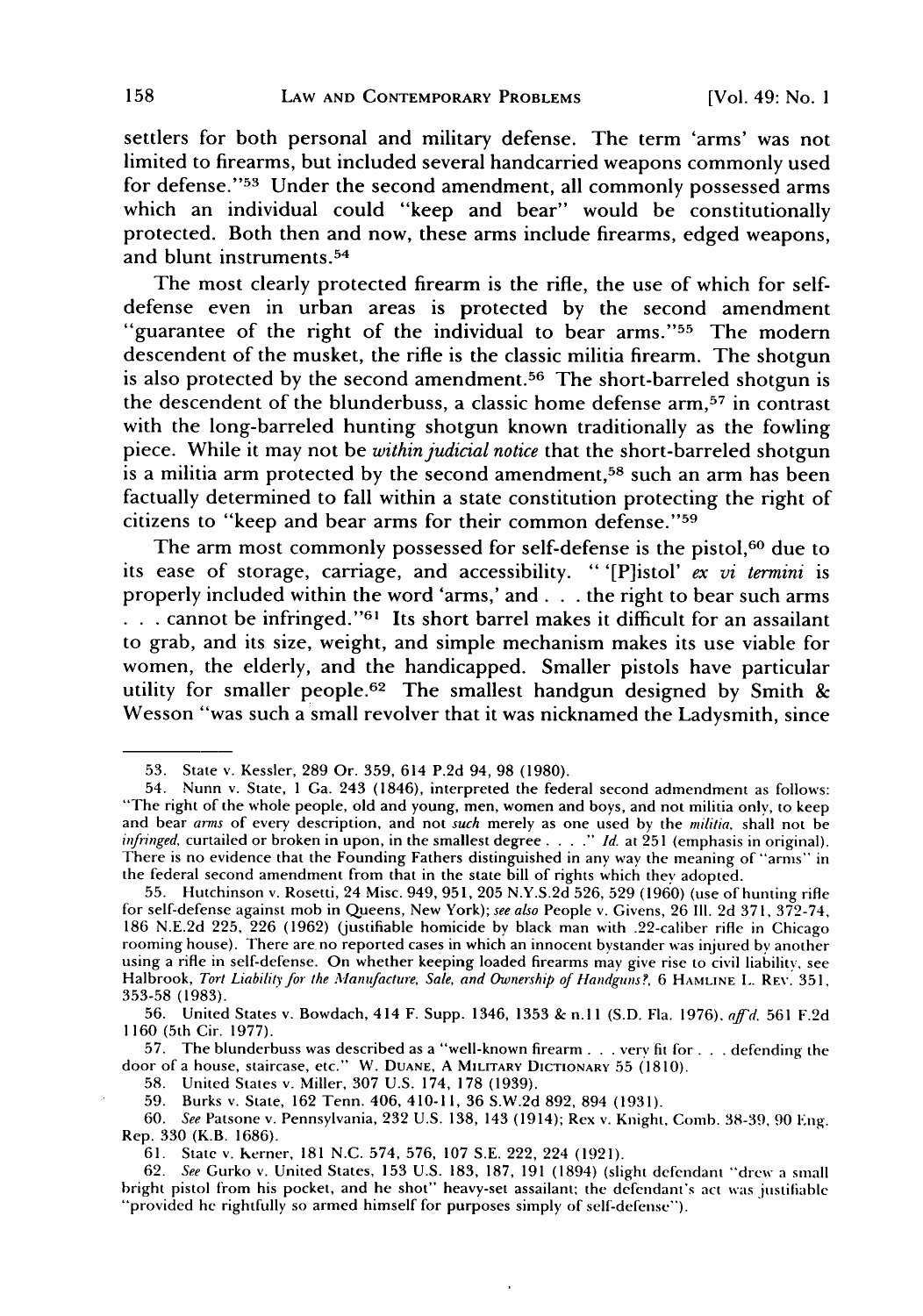settlers for both personal and military defense. The term 'arms' was not limited to firearms, but included several handcarried weapons commonly used for defense."[53] Under the second amendment, all commonly possessed arms which an individual could "keep and bear" would be constitutionally protected. Both then and now, these arms include firearms, edged weapons, and blunt instruments.[54]

The most clearly protected firearm is the rifle, the use of which for self-defense even in urban areas is protected by the second amendment "guarantee of the right of the individual to bear arms."[55] The modern descendent of the musket, the rifle is the classic militia firearm. The shotgun is also protected by the second amendment.[56] The short-barreled shotgun is the descendent of the blunderbuss, a classic home defense arm,[57] in contrast with the long-barreled hunting shotgun known traditionally as the fowling piece. While it may not be *within judicial notice* that the short-barreled shotgun is a militia arm protected by the second amendment,[58] such an arm has been factually determined to fall within a state constitution protecting the right of citizens to "keep and bear arms for their common defense."[59]

The arm most commonly possessed for self-defense is the pistol,[60] due to its ease of storage, carriage, and accessibility. "'[P]istol' *ex vi termini* is properly included within the word 'arms,' and . . . the right to bear such arms . . . cannot be infringed."[61] Its short barrel makes it difficult for an assailant to grab, and its size, weight, and simple mechanism makes its use viable for women, the elderly, and the handicapped. Smaller pistols have particular utility for smaller people.[62] The smallest handgun designed by Smith & Wesson "was such a small revolver that it was nicknamed the Ladysmith, since

---

53. State v. Kessler, 289 Or. 359, 614 P.2d 94, 98 (1980).

54. Nunn v. State, 1 Ga. 243 (1846), interpreted the federal second admendment as follows: "The right of the whole people, old and young, men, women and boys, and not militia only, to keep and bear *arms* of every description, and not *such* merely as one used by the *militia*, shall not be *infringed*, curtailed or broken in upon, in the smallest degree . . . ." *Id.* at 251 (emphasis in original). There is no evidence that the Founding Fathers distinguished in any way the meaning of "arms" in the federal second amendment from that in the state bill of rights which they adopted.

55. Hutchinson v. Rosetti, 24 Misc. 949, 951, 205 N.Y.S.2d 526, 529 (1960) (use of hunting rifle for self-defense against mob in Queens, New York); *see also* People v. Givens, 26 Ill. 2d 371, 372-74, 186 N.E.2d 225, 226 (1962) (justifiable homicide by black man with .22-caliber rifle in Chicago rooming house). There are no reported cases in which an innocent bystander was injured by another using a rifle in self-defense. On whether keeping loaded firearms may give rise to civil liability, see Halbrook, *Tort Liability for the Manufacture, Sale, and Ownership of Handguns?*, 6 HAMLINE L. REV. 351, 353-58 (1983).

56. United States v. Bowdach, 414 F. Supp. 1346, 1353 & n.11 (S.D. Fla. 1976), *aff'd*, 561 F.2d 1160 (5th Cir. 1977).

57. The blunderbuss was described as a "well-known firearm . . . very fit for . . . defending the door of a house, staircase, etc." W. DUANE, A MILITARY DICTIONARY 55 (1810).

58. United States v. Miller, 307 U.S. 174, 178 (1939).

59. Burks v. State, 162 Tenn. 406, 410-11, 36 S.W.2d 892, 894 (1931).

60. *See* Patsone v. Pennsylvania, 232 U.S. 138, 143 (1914); Rex v. Knight, Comb. 38-39, 90 Eng. Rep. 330 (K.B. 1686).

61. State v. Kerner, 181 N.C. 574, 576, 107 S.E. 222, 224 (1921).

62. *See* Gurko v. United States, 153 U.S. 183, 187, 191 (1894) (slight defendant "drew a small bright pistol from his pocket, and he shot" heavy-set assailant; the defendant's act was justifiable "provided he rightfully so armed himself for purposes simply of self-defense").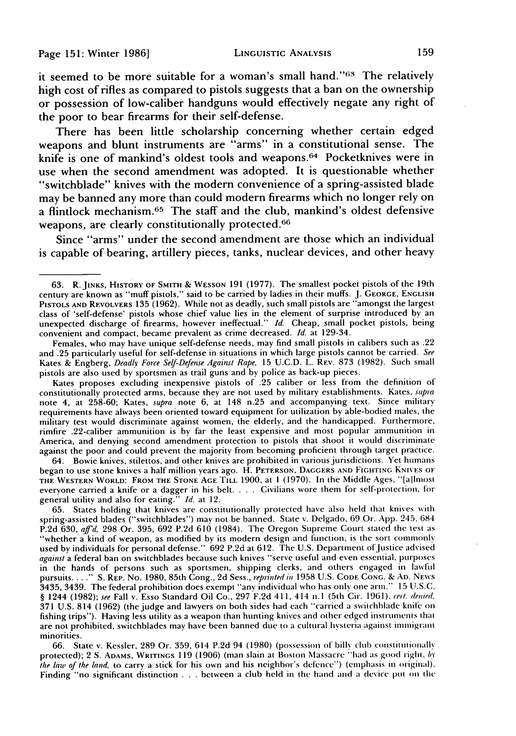it seemed to be more suitable for a woman's small hand."[63] The relatively high cost of rifles as compared to pistols suggests that a ban on the ownership or possession of low-caliber handguns would effectively negate any right of the poor to bear firearms for their self-defense.

There has been little scholarship concerning whether certain edged weapons and blunt instruments are "arms" in a constitutional sense. The knife is one of mankind's oldest tools and weapons.[64] Pocketknives were in use when the second amendment was adopted. It is questionable whether "switchblade" knives with the modern convenience of a spring-assisted blade may be banned any more than could modern firearms which no longer rely on a flintlock mechanism.[65] The staff and the club, mankind's oldest defensive weapons, are clearly constitutionally protected.[66]

Since "arms" under the second amendment are those which an individual is capable of bearing, artillery pieces, tanks, nuclear devices, and other heavy

---

63. R. Jinks, History of Smith & Wesson 191 (1977). The smallest pocket pistols of the 19th century are known as "muff pistols," said to be carried by ladies in their muffs. J. George, English Pistols and Revolvers 135 (1962). While not as deadly, such small pistols are "amongst the largest class of 'self-defense' pistols whose chief value lies in the element of surprise introduced by an unexpected discharge of firearms, however ineffectual." *Id.* Cheap, small pocket pistols, being convenient and compact, became prevalent as crime decreased. *Id.* at 129-34.

Females, who may have unique self-defense needs, may find small pistols in calibers such as .22 and .25 particularly useful for self-defense in situations in which large pistols cannot be carried. *See* Kates & Engberg, *Deadly Force Self-Defense Against Rape*, 15 U.C.D. L. Rev. 873 (1982). Such small pistols are also used by sportsmen as trail guns and by police as back-up pieces.

Kates proposes excluding inexpensive pistols of .25 caliber or less from the definition of constitutionally protected arms, because they are not used by military establishments. Kates, *supra* note 4, at 258-60; Kates, *supra* note 6, at 148 n.25 and accompanying text. Since military requirements have always been oriented toward equipment for utilization by able-bodied males, the military test would discriminate against women, the elderly, and the handicapped. Furthermore, rimfire .22-caliber ammunition is by far the least expensive and most popular ammunition in America, and denying second amendment protection to pistols that shoot it would discriminate against the poor and could prevent the majority from becoming proficient through target practice.

64. Bowie knives, stilettos, and other knives are prohibited in various jurisdictions. Yet humans began to use stone knives a half million years ago. H. Peterson, Daggers and Fighting Knives of the Western World: From the Stone Age Till 1900, at 1 (1970). In the Middle Ages, "[a]lmost everyone carried a knife or a dagger in his belt. . . . Civilians wore them for self-protection, for general utility and also for eating." *Id.* at 12.

65. States holding that knives are constitutionally protected have also held that knives with spring-assisted blades ("switchblades") may not be banned. State v. Delgado, 69 Or. App. 245, 684 P.2d 630, *aff'd*, 298 Or. 395, 692 P.2d 610 (1984). The Oregon Supreme Court stated the test as "whether a kind of weapon, as modified by its modern design and function, is the sort commonly used by individuals for personal defense." 692 P.2d at 612. The U.S. Department of Justice advised *against* a federal ban on switchblades because such knives "serve useful and even essential, purposes in the hands of persons such as sportsmen, shipping clerks, and others engaged in lawful pursuits. . . ." S. Rep. No. 1980, 85th Cong., 2d Sess., *reprinted in* 1958 U.S. Code Cong. & Ad. News 3435, 3439. The federal prohibition does exempt "any individual who has only one arm." 15 U.S.C. § 1244 (1982); *see* Fall v. Esso Standard Oil Co., 297 F.2d 411, 414 n.1 (5th Cir. 1961), *cert. denied*, 371 U.S. 814 (1962) (the judge and lawyers on both sides had each "carried a switchblade knife on fishing trips"). Having less utility as a weapon than hunting knives and other edged instruments that are not prohibited, switchblades may have been banned due to a cultural hysteria against immigrant minorities.

66. State v. Kessler, 289 Or. 359, 614 P.2d 94 (1980) (possession of billy club constitutionally protected); 2 S. Adams, Writings 119 (1906) (man slain at Boston Massacre "had as good right, *by the law of the land*, to carry a stick for his own and his neighbor's defence") (emphasis in original). Finding "no significant distinction . . . between a club held in the hand and a device put on the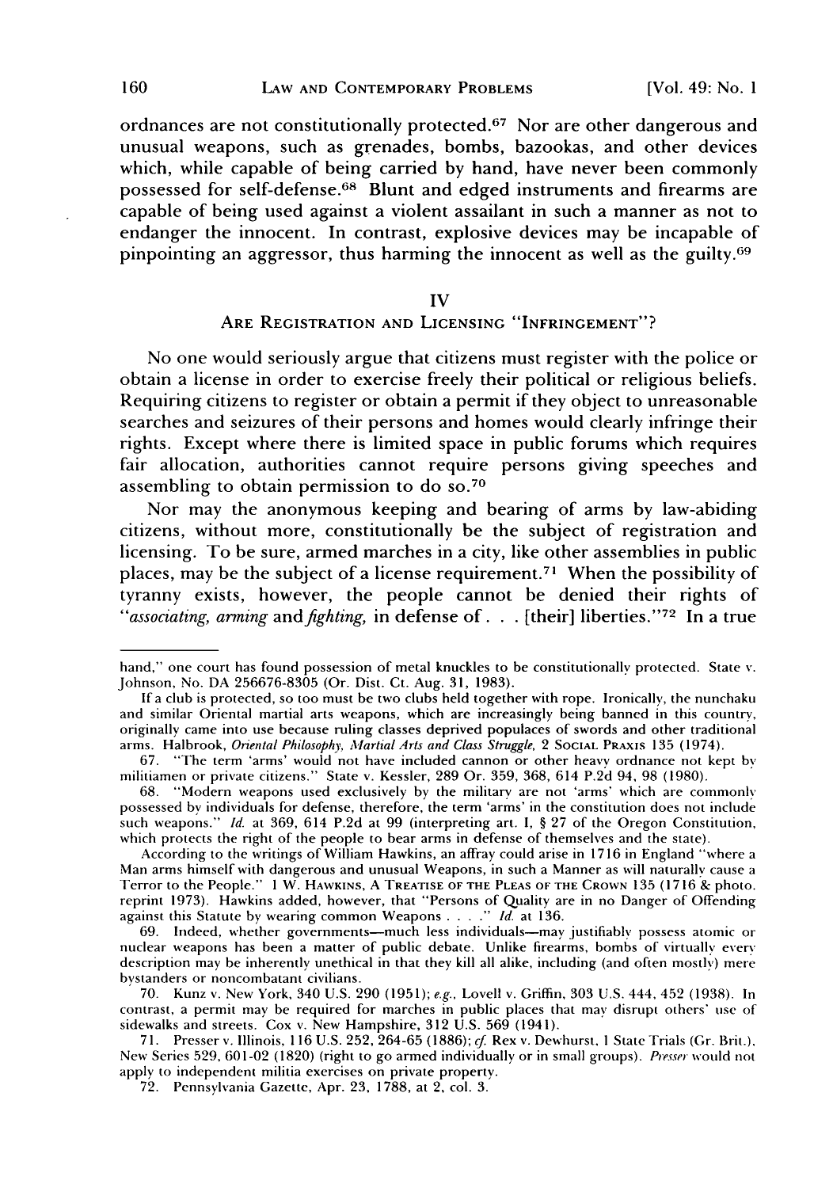ordnances are not constitutionally protected.[67] Nor are other dangerous and unusual weapons, such as grenades, bombs, bazookas, and other devices which, while capable of being carried by hand, have never been commonly possessed for self-defense.[68] Blunt and edged instruments and firearms are capable of being used against a violent assailant in such a manner as not to endanger the innocent. In contrast, explosive devices may be incapable of pinpointing an aggressor, thus harming the innocent as well as the guilty.[69]

## IV

## ARE REGISTRATION AND LICENSING "INFRINGEMENT"?

No one would seriously argue that citizens must register with the police or obtain a license in order to exercise freely their political or religious beliefs. Requiring citizens to register or obtain a permit if they object to unreasonable searches and seizures of their persons and homes would clearly infringe their rights. Except where there is limited space in public forums which requires fair allocation, authorities cannot require persons giving speeches and assembling to obtain permission to do so.[70]

Nor may the anonymous keeping and bearing of arms by law-abiding citizens, without more, constitutionally be the subject of registration and licensing. To be sure, armed marches in a city, like other assemblies in public places, may be the subject of a license requirement.[71] When the possibility of tyranny exists, however, the people cannot be denied their rights of "*associating, arming* and *fighting*, in defense of . . . [their] liberties."[72] In a true

---

hand," one court has found possession of metal knuckles to be constitutionally protected. State v. Johnson, No. DA 256676-8305 (Or. Dist. Ct. Aug. 31, 1983).

If a club is protected, so too must be two clubs held together with rope. Ironically, the nunchaku and similar Oriental martial arts weapons, which are increasingly being banned in this country, originally came into use because ruling classes deprived populaces of swords and other traditional arms. Halbrook, *Oriental Philosophy, Martial Arts and Class Struggle*, 2 SOCIAL PRAXIS 135 (1974).

67. "The term 'arms' would not have included cannon or other heavy ordnance not kept by militiamen or private citizens." State v. Kessler, 289 Or. 359, 368, 614 P.2d 94, 98 (1980).

68. "Modern weapons used exclusively by the military are not 'arms' which are commonly possessed by individuals for defense, therefore, the term 'arms' in the constitution does not include such weapons." *Id.* at 369, 614 P.2d at 99 (interpreting art. I, § 27 of the Oregon Constitution, which protects the right of the people to bear arms in defense of themselves and the state).

According to the writings of William Hawkins, an affray could arise in 1716 in England "where a Man arms himself with dangerous and unusual Weapons, in such a Manner as will naturally cause a Terror to the People." 1 W. HAWKINS, A TREATISE OF THE PLEAS OF THE CROWN 135 (1716 & photo. reprint 1973). Hawkins added, however, that "Persons of Quality are in no Danger of Offending against this Statute by wearing common Weapons . . . ." *Id.* at 136.

69. Indeed, whether governments—much less individuals—may justifiably possess atomic or nuclear weapons has been a matter of public debate. Unlike firearms, bombs of virtually every description may be inherently unethical in that they kill all alike, including (and often mostly) mere bystanders or noncombatant civilians.

70. Kunz v. New York, 340 U.S. 290 (1951); *e.g.*, Lovell v. Griffin, 303 U.S. 444, 452 (1938). In contrast, a permit may be required for marches in public places that may disrupt others' use of sidewalks and streets. Cox v. New Hampshire, 312 U.S. 569 (1941).

71. Presser v. Illinois, 116 U.S. 252, 264-65 (1886); *cf.* Rex v. Dewhurst, 1 State Trials (Gr. Brit.), New Series 529, 601-02 (1820) (right to go armed individually or in small groups). *Presser* would not apply to independent militia exercises on private property.

72. Pennsylvania Gazette, Apr. 23, 1788, at 2, col. 3.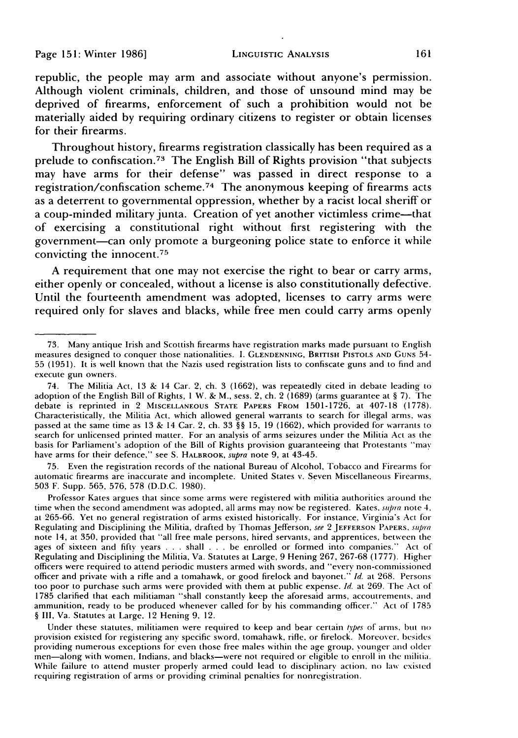republic, the people may arm and associate without anyone's permission. Although violent criminals, children, and those of unsound mind may be deprived of firearms, enforcement of such a prohibition would not be materially aided by requiring ordinary citizens to register or obtain licenses for their firearms.

Throughout history, firearms registration classically has been required as a prelude to confiscation.[73] The English Bill of Rights provision "that subjects may have arms for their defense" was passed in direct response to a registration/confiscation scheme.[74] The anonymous keeping of firearms acts as a deterrent to governmental oppression, whether by a racist local sheriff or a coup-minded military junta. Creation of yet another victimless crime—that of exercising a constitutional right without first registering with the government—can only promote a burgeoning police state to enforce it while convicting the innocent.[75]

A requirement that one may not exercise the right to bear or carry arms, either openly or concealed, without a license is also constitutionally defective. Until the fourteenth amendment was adopted, licenses to carry arms were required only for slaves and blacks, while free men could carry arms openly

---

73. Many antique Irish and Scottish firearms have registration marks made pursuant to English measures designed to conquer those nationalities. I. GLENDENNING, BRITISH PISTOLS AND GUNS 54-55 (1951). It is well known that the Nazis used registration lists to confiscate guns and to find and execute gun owners.

74. The Militia Act, 13 & 14 Car. 2, ch. 3 (1662), was repeatedly cited in debate leading to adoption of the English Bill of Rights, 1 W. & M., sess. 2, ch. 2 (1689) (arms guarantee at § 7). The debate is reprinted in 2 MISCELLANEOUS STATE PAPERS FROM 1501-1726, at 407-18 (1778). Characteristically, the Militia Act, which allowed general warrants to search for illegal arms, was passed at the same time as 13 & 14 Car. 2, ch. 33 §§ 15, 19 (1662), which provided for warrants to search for unlicensed printed matter. For an analysis of arms seizures under the Militia Act as the basis for Parliament's adoption of the Bill of Rights provision guaranteeing that Protestants "may have arms for their defence," see S. HALBROOK, *supra* note 9, at 43-45.

75. Even the registration records of the national Bureau of Alcohol, Tobacco and Firearms for automatic firearms are inaccurate and incomplete. United States v. Seven Miscellaneous Firearms, 503 F. Supp. 565, 576, 578 (D.D.C. 1980).

Professor Kates argues that since some arms were registered with militia authorities around the time when the second amendment was adopted, all arms may now be registered. Kates, *supra* note 4, at 265-66. Yet no general registration of arms existed historically. For instance, Virginia's Act for Regulating and Disciplining the Militia, drafted by Thomas Jefferson, *see* 2 JEFFERSON PAPERS, *supra* note 14, at 350, provided that "all free male persons, hired servants, and apprentices, between the ages of sixteen and fifty years . . . shall . . . be enrolled or formed into companies." Act of Regulating and Disciplining the Militia, Va. Statutes at Large, 9 Hening 267, 267-68 (1777). Higher officers were required to attend periodic musters armed with swords, and "every non-commissioned officer and private with a rifle and a tomahawk, or good firelock and bayonet." *Id.* at 268. Persons too poor to purchase such arms were provided with them at public expense. *Id.* at 269. The Act of 1785 clarified that each militiaman "shall constantly keep the aforesaid arms, accoutrements, and ammunition, ready to be produced whenever called for by his commanding officer." Act of 1785 § III, Va. Statutes at Large, 12 Hening 9, 12.

Under these statutes, militiamen were required to keep and bear certain *types* of arms, but no provision existed for registering any specific sword, tomahawk, rifle, or firelock. Moreover, besides providing numerous exceptions for even those free males within the age group, younger and older men—along with women, Indians, and blacks—were not required or eligible to enroll in the militia. While failure to attend muster properly armed could lead to disciplinary action, no law existed requiring registration of arms or providing criminal penalties for nonregistration.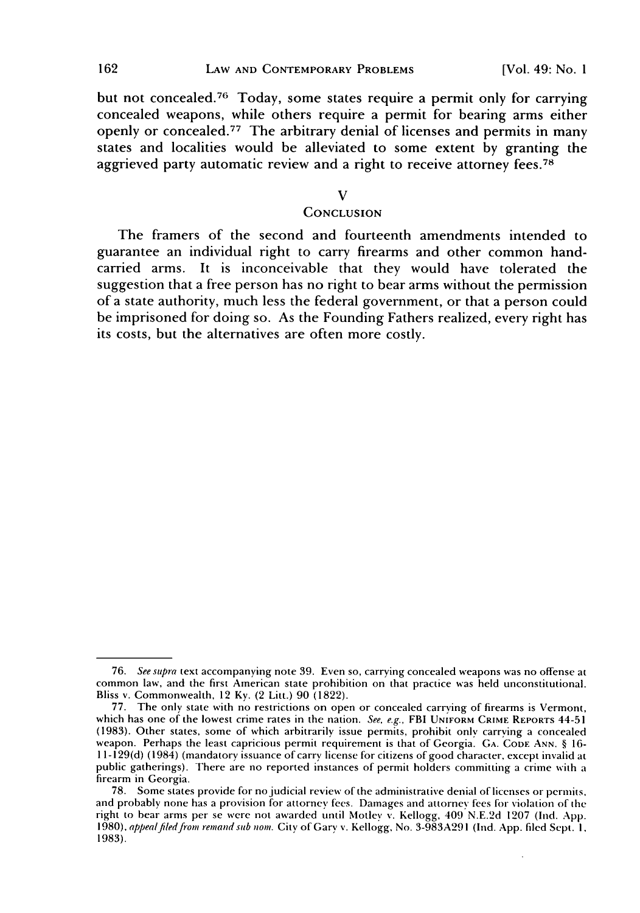but not concealed.[76] Today, some states require a permit only for carrying concealed weapons, while others require a permit for bearing arms either openly or concealed.[77] The arbitrary denial of licenses and permits in many states and localities would be alleviated to some extent by granting the aggrieved party automatic review and a right to receive attorney fees.[78]

## V
## CONCLUSION

The framers of the second and fourteenth amendments intended to guarantee an individual right to carry firearms and other common hand-carried arms. It is inconceivable that they would have tolerated the suggestion that a free person has no right to bear arms without the permission of a state authority, much less the federal government, or that a person could be imprisoned for doing so. As the Founding Fathers realized, every right has its costs, but the alternatives are often more costly.

---

76. *See supra* text accompanying note 39. Even so, carrying concealed weapons was no offense at common law, and the first American state prohibition on that practice was held unconstitutional. Bliss v. Commonwealth, 12 Ky. (2 Litt.) 90 (1822).

77. The only state with no restrictions on open or concealed carrying of firearms is Vermont, which has one of the lowest crime rates in the nation. *See, e.g.*, FBI UNIFORM CRIME REPORTS 44-51 (1983). Other states, some of which arbitrarily issue permits, prohibit only carrying a concealed weapon. Perhaps the least capricious permit requirement is that of Georgia. GA. CODE ANN. § 16-11-129(d) (1984) (mandatory issuance of carry license for citizens of good character, except invalid at public gatherings). There are no reported instances of permit holders committing a crime with a firearm in Georgia.

78. Some states provide for no judicial review of the administrative denial of licenses or permits, and probably none has a provision for attorney fees. Damages and attorney fees for violation of the right to bear arms per se were not awarded until Motley v. Kellogg, 409 N.E.2d 1207 (Ind. App. 1980), *appeal filed from remand sub nom.* City of Gary v. Kellogg, No. 3-983A291 (Ind. App. filed Sept. 1, 1983).